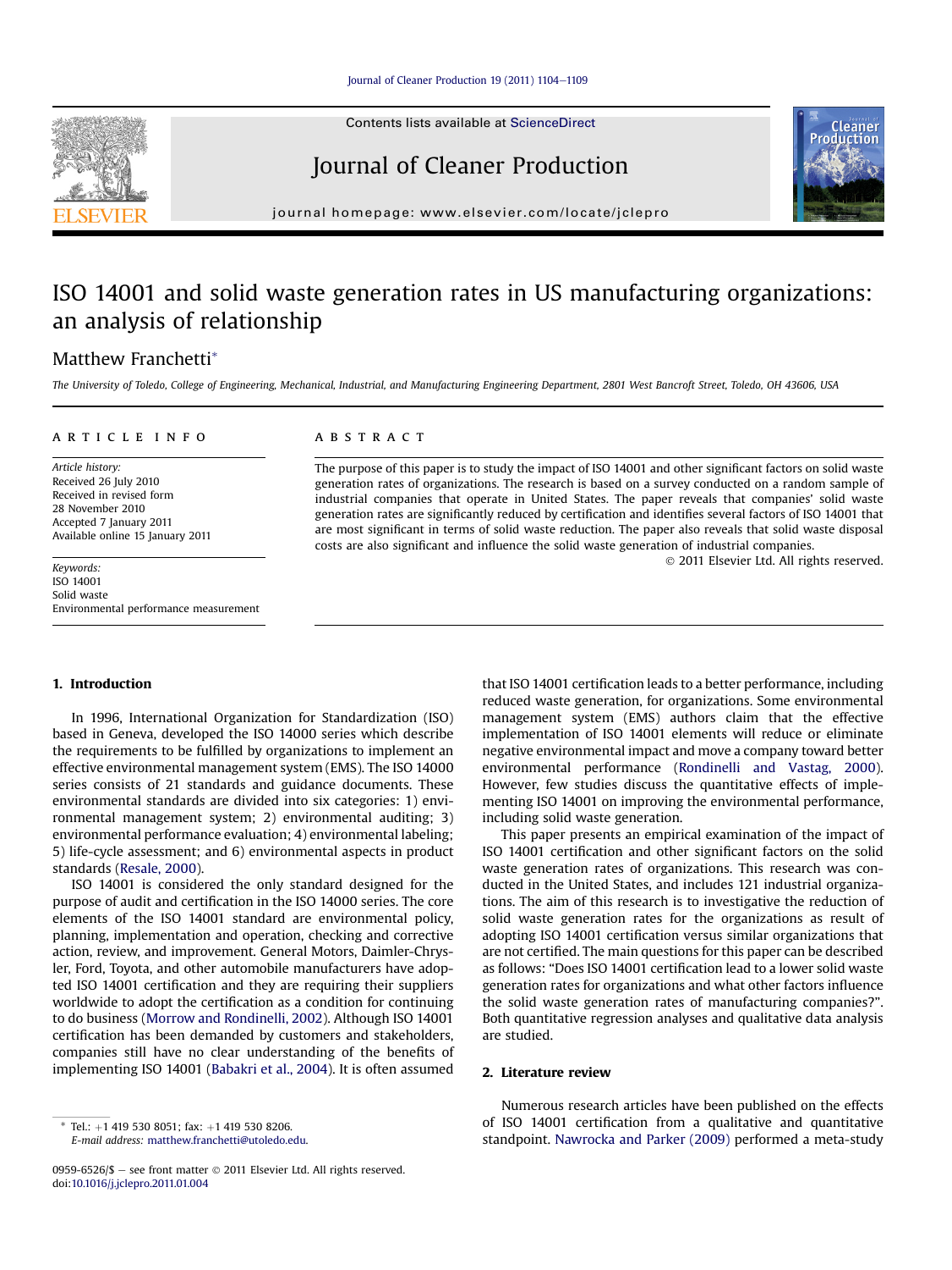# ISO 14001 and solid waste generation rates in US manufacturing organizations: an analysis of relationship

Matthew Franchetti*

*The University of Toledo, College of Engineering, Mechanical, Industrial, and Manufacturing Engineering Department, 2801 West Bancroft Street, Toledo, OH 43606, USA*

## ARTICLE INFO

*Article history:*
Received 26 July 2010
Received in revised form
28 November 2010
Accepted 7 January 2011
Available online 15 January 2011

*Keywords:*
ISO 14001
Solid waste
Environmental performance measurement

## ABSTRACT

The purpose of this paper is to study the impact of ISO 14001 and other significant factors on solid waste generation rates of organizations. The research is based on a survey conducted on a random sample of industrial companies that operate in United States. The paper reveals that companies' solid waste generation rates are significantly reduced by certification and identifies several factors of ISO 14001 that are most significant in terms of solid waste reduction. The paper also reveals that solid waste disposal costs are also significant and influence the solid waste generation of industrial companies.

© 2011 Elsevier Ltd. All rights reserved.

## 1. Introduction

In 1996, International Organization for Standardization (ISO) based in Geneva, developed the ISO 14000 series which describe the requirements to be fulfilled by organizations to implement an effective environmental management system (EMS). The ISO 14000 series consists of 21 standards and guidance documents. These environmental standards are divided into six categories: 1) environmental management system; 2) environmental auditing; 3) environmental performance evaluation; 4) environmental labeling; 5) life-cycle assessment; and 6) environmental aspects in product standards (Resale, 2000).

ISO 14001 is considered the only standard designed for the purpose of audit and certification in the ISO 14000 series. The core elements of the ISO 14001 standard are environmental policy, planning, implementation and operation, checking and corrective action, review, and improvement. General Motors, Daimler-Chrysler, Ford, Toyota, and other automobile manufacturers have adopted ISO 14001 certification and they are requiring their suppliers worldwide to adopt the certification as a condition for continuing to do business (Morrow and Rondinelli, 2002). Although ISO 14001 certification has been demanded by customers and stakeholders, companies still have no clear understanding of the benefits of implementing ISO 14001 (Babakri et al., 2004). It is often assumed that ISO 14001 certification leads to a better performance, including reduced waste generation, for organizations. Some environmental management system (EMS) authors claim that the effective implementation of ISO 14001 elements will reduce or eliminate negative environmental impact and move a company toward better environmental performance (Rondinelli and Vastag, 2000). However, few studies discuss the quantitative effects of implementing ISO 14001 on improving the environmental performance, including solid waste generation.

This paper presents an empirical examination of the impact of ISO 14001 certification and other significant factors on the solid waste generation rates of organizations. This research was conducted in the United States, and includes 121 industrial organizations. The aim of this research is to investigative the reduction of solid waste generation rates for the organizations as result of adopting ISO 14001 certification versus similar organizations that are not certified. The main questions for this paper can be described as follows: "Does ISO 14001 certification lead to a lower solid waste generation rates for organizations and what other factors influence the solid waste generation rates of manufacturing companies?". Both quantitative regression analyses and qualitative data analysis are studied.

## 2. Literature review

Numerous research articles have been published on the effects of ISO 14001 certification from a qualitative and quantitative standpoint. Nawrocka and Parker (2009) performed a meta-study

---

* Tel.: +1 419 530 8051; fax: +1 419 530 8206.
*E-mail address:* matthew.franchetti@utoledo.edu.

0959-6526/$ – see front matter © 2011 Elsevier Ltd. All rights reserved.
doi:10.1016/j.jclepro.2011.01.004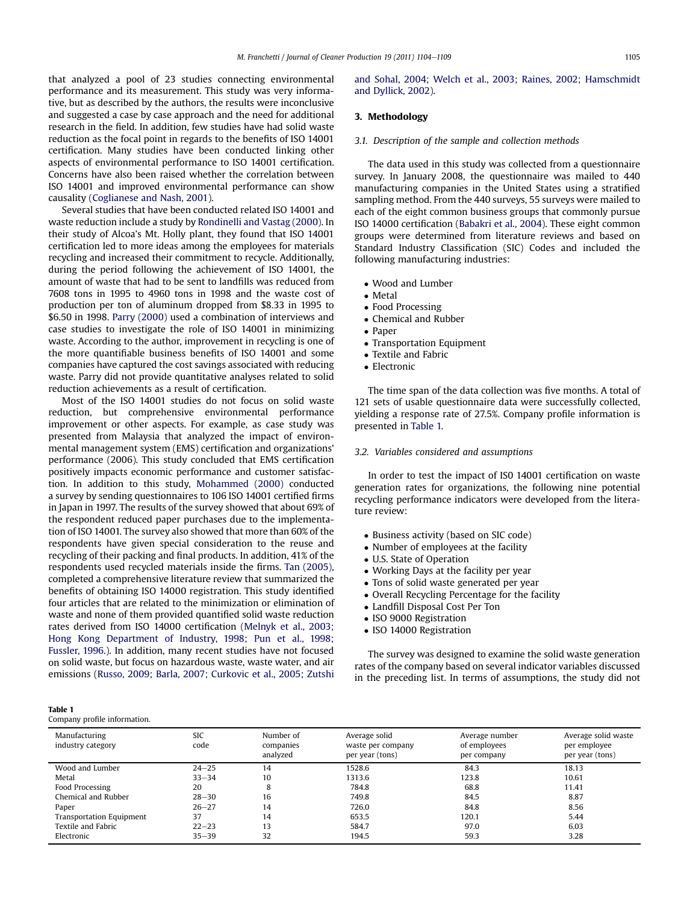that analyzed a pool of 23 studies connecting environmental performance and its measurement. This study was very informative, but as described by the authors, the results were inconclusive and suggested a case by case approach and the need for additional research in the field. In addition, few studies have had solid waste reduction as the focal point in regards to the benefits of ISO 14001 certification. Many studies have been conducted linking other aspects of environmental performance to ISO 14001 certification. Concerns have also been raised whether the correlation between ISO 14001 and improved environmental performance can show causality (Coglianese and Nash, 2001).

Several studies that have been conducted related ISO 14001 and waste reduction include a study by Rondinelli and Vastag (2000). In their study of Alcoa's Mt. Holly plant, they found that ISO 14001 certification led to more ideas among the employees for materials recycling and increased their commitment to recycle. Additionally, during the period following the achievement of ISO 14001, the amount of waste that had to be sent to landfills was reduced from 7608 tons in 1995 to 4960 tons in 1998 and the waste cost of production per ton of aluminum dropped from $8.33 in 1995 to $6.50 in 1998. Parry (2000) used a combination of interviews and case studies to investigate the role of ISO 14001 in minimizing waste. According to the author, improvement in recycling is one of the more quantifiable business benefits of ISO 14001 and some companies have captured the cost savings associated with reducing waste. Parry did not provide quantitative analyses related to solid reduction achievements as a result of certification.

Most of the ISO 14001 studies do not focus on solid waste reduction, but comprehensive environmental performance improvement or other aspects. For example, as case study was presented from Malaysia that analyzed the impact of environmental management system (EMS) certification and organizations' performance (2006). This study concluded that EMS certification positively impacts economic performance and customer satisfaction. In addition to this study, Mohammed (2000) conducted a survey by sending questionnaires to 106 ISO 14001 certified firms in Japan in 1997. The results of the survey showed that about 69% of the respondent reduced paper purchases due to the implementation of ISO 14001. The survey also showed that more than 60% of the respondents have given special consideration to the reuse and recycling of their packing and final products. In addition, 41% of the respondents used recycled materials inside the firms. Tan (2005), completed a comprehensive literature review that summarized the benefits of obtaining ISO 14000 registration. This study identified four articles that are related to the minimization or elimination of waste and none of them provided quantified solid waste reduction rates derived from ISO 14000 certification (Melnyk et al., 2003; Hong Kong Department of Industry, 1998; Pun et al., 1998; Fussler, 1996.). In addition, many recent studies have not focused on solid waste, but focus on hazardous waste, waste water, and air emissions (Russo, 2009; Barla, 2007; Curkovic et al., 2005; Zutshi and Sohal, 2004; Welch et al., 2003; Raines, 2002; Hamschmidt and Dyllick, 2002).

## 3. Methodology

### 3.1. Description of the sample and collection methods

The data used in this study was collected from a questionnaire survey. In January 2008, the questionnaire was mailed to 440 manufacturing companies in the United States using a stratified sampling method. From the 440 surveys, 55 surveys were mailed to each of the eight common business groups that commonly pursue ISO 14000 certification (Babakri et al., 2004). These eight common groups were determined from literature reviews and based on Standard Industry Classification (SIC) Codes and included the following manufacturing industries:

- Wood and Lumber
- Metal
- Food Processing
- Chemical and Rubber
- Paper
- Transportation Equipment
- Textile and Fabric
- Electronic

The time span of the data collection was five months. A total of 121 sets of usable questionnaire data were successfully collected, yielding a response rate of 27.5%. Company profile information is presented in Table 1.

### 3.2. Variables considered and assumptions

In order to test the impact of IS0 14001 certification on waste generation rates for organizations, the following nine potential recycling performance indicators were developed from the literature review:

- Business activity (based on SIC code)
- Number of employees at the facility
- U.S. State of Operation
- Working Days at the facility per year
- Tons of solid waste generated per year
- Overall Recycling Percentage for the facility
- Landfill Disposal Cost Per Ton
- ISO 9000 Registration
- ISO 14000 Registration

The survey was designed to examine the solid waste generation rates of the company based on several indicator variables discussed in the preceding list. In terms of assumptions, the study did not

**Table 1**
Company profile information.

| Manufacturing industry category | SIC code | Number of companies analyzed | Average solid waste per company per year (tons) | Average number of employees per company | Average solid waste per employee per year (tons) |
|---|---|---|---|---|---|
| Wood and Lumber | 24–25 | 14 | 1528.6 | 84.3 | 18.13 |
| Metal | 33–34 | 10 | 1313.6 | 123.8 | 10.61 |
| Food Processing | 20 | 8 | 784.8 | 68.8 | 11.41 |
| Chemical and Rubber | 28–30 | 16 | 749.8 | 84.5 | 8.87 |
| Paper | 26–27 | 14 | 726.0 | 84.8 | 8.56 |
| Transportation Equipment | 37 | 14 | 653.5 | 120.1 | 5.44 |
| Textile and Fabric | 22–23 | 13 | 584.7 | 97.0 | 6.03 |
| Electronic | 35–39 | 32 | 194.5 | 59.3 | 3.28 |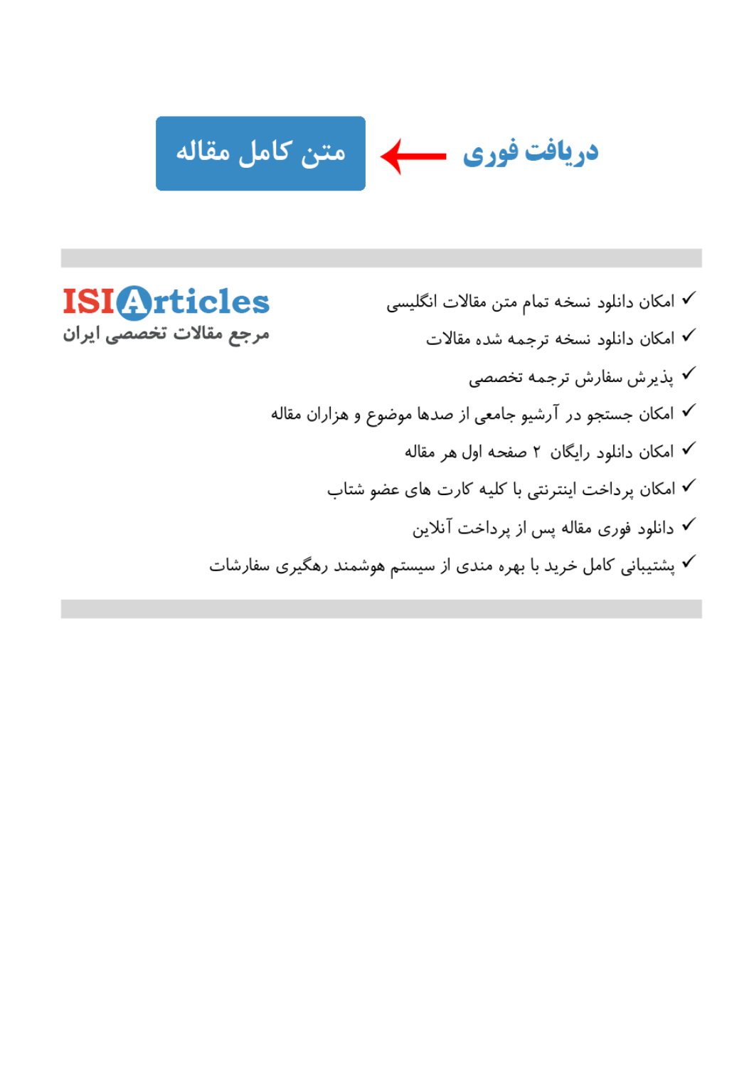دریافت فوری ← **متن کامل مقاله**

**ISIArticles**
مرجع مقالات تخصصی ایران

- ✓ امکان دانلود نسخه تمام متن مقالات انگلیسی
- ✓ امکان دانلود نسخه ترجمه شده مقالات
- ✓ پذیرش سفارش ترجمه تخصصی
- ✓ امکان جستجو در آرشیو جامعی از صدها موضوع و هزاران مقاله
- ✓ امکان دانلود رایگان ۲ صفحه اول هر مقاله
- ✓ امکان پرداخت اینترنتی با کلیه کارت های عضو شتاب
- ✓ دانلود فوری مقاله پس از پرداخت آنلاین
- ✓ پشتیبانی کامل خرید با بهره مندی از سیستم هوشمند رهگیری سفارشات